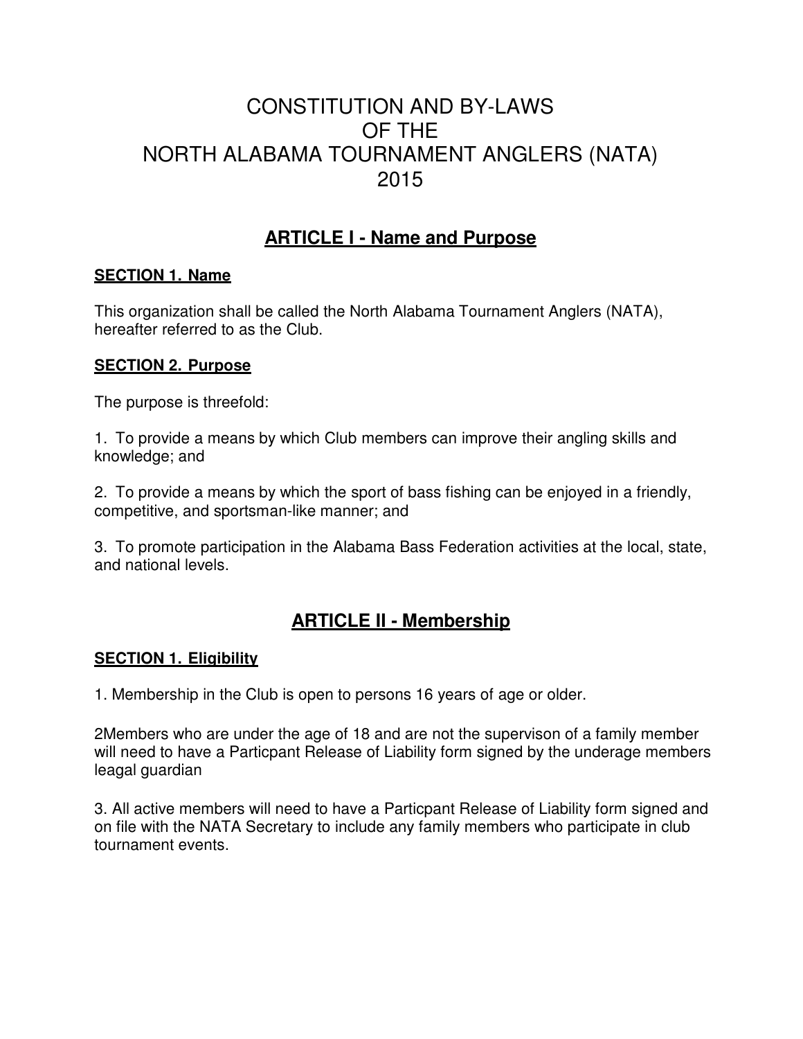# CONSTITUTION AND BY-LAWS OF THE NORTH ALABAMA TOURNAMENT ANGLERS (NATA) 2015

## ARTICLE I - Name and Purpose

### SECTION 1. Name

This organization shall be called the North Alabama Tournament Anglers (NATA), hereafter referred to as the Club.

### SECTION 2. Purpose

The purpose is threefold:

1. To provide a means by which Club members can improve their angling skills and knowledge; and

2. To provide a means by which the sport of bass fishing can be enjoyed in a friendly, competitive, and sportsman-like manner; and

3. To promote participation in the Alabama Bass Federation activities at the local, state, and national levels.

## ARTICLE II - Membership

### SECTION 1. Eligibility

1. Membership in the Club is open to persons 16 years of age or older.

2Members who are under the age of 18 and are not the supervison of a family member will need to have a Particpant Release of Liability form signed by the underage members leagal guardian

3. All active members will need to have a Particpant Release of Liability form signed and on file with the NATA Secretary to include any family members who participate in club tournament events.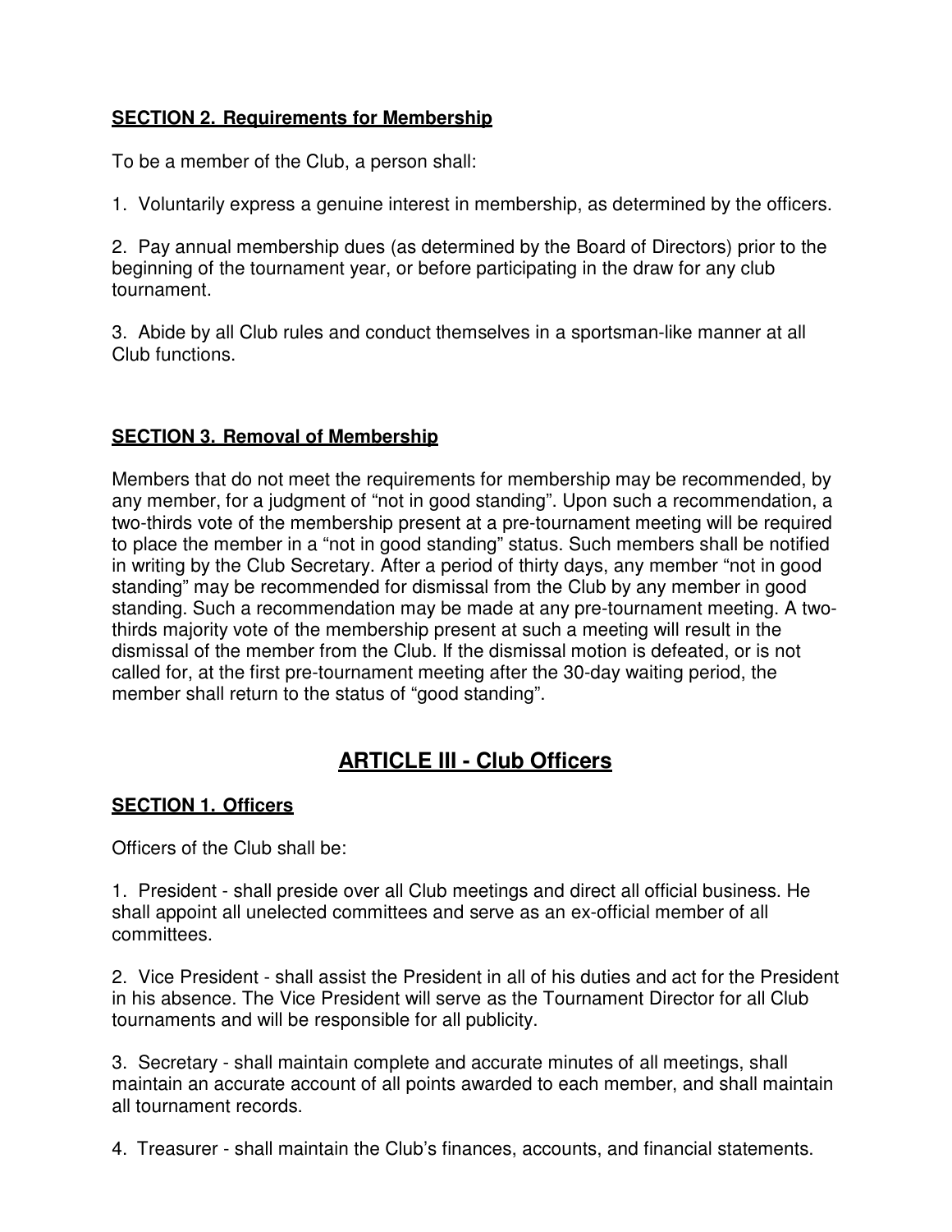### SECTION 2. Requirements for Membership

To be a member of the Club, a person shall:

1. Voluntarily express a genuine interest in membership, as determined by the officers.

2. Pay annual membership dues (as determined by the Board of Directors) prior to the beginning of the tournament year, or before participating in the draw for any club tournament.

3. Abide by all Club rules and conduct themselves in a sportsman-like manner at all Club functions.

### SECTION 3. Removal of Membership

Members that do not meet the requirements for membership may be recommended, by any member, for a judgment of "not in good standing". Upon such a recommendation, a two-thirds vote of the membership present at a pre-tournament meeting will be required to place the member in a "not in good standing" status. Such members shall be notified in writing by the Club Secretary. After a period of thirty days, any member "not in good standing" may be recommended for dismissal from the Club by any member in good standing. Such a recommendation may be made at any pre-tournament meeting. A two-thirds majority vote of the membership present at such a meeting will result in the dismissal of the member from the Club. If the dismissal motion is defeated, or is not called for, at the first pre-tournament meeting after the 30-day waiting period, the member shall return to the status of "good standing".

## ARTICLE III - Club Officers

### SECTION 1. Officers

Officers of the Club shall be:

1. President - shall preside over all Club meetings and direct all official business. He shall appoint all unelected committees and serve as an ex-official member of all committees.

2. Vice President - shall assist the President in all of his duties and act for the President in his absence. The Vice President will serve as the Tournament Director for all Club tournaments and will be responsible for all publicity.

3. Secretary - shall maintain complete and accurate minutes of all meetings, shall maintain an accurate account of all points awarded to each member, and shall maintain all tournament records.

4. Treasurer - shall maintain the Club's finances, accounts, and financial statements.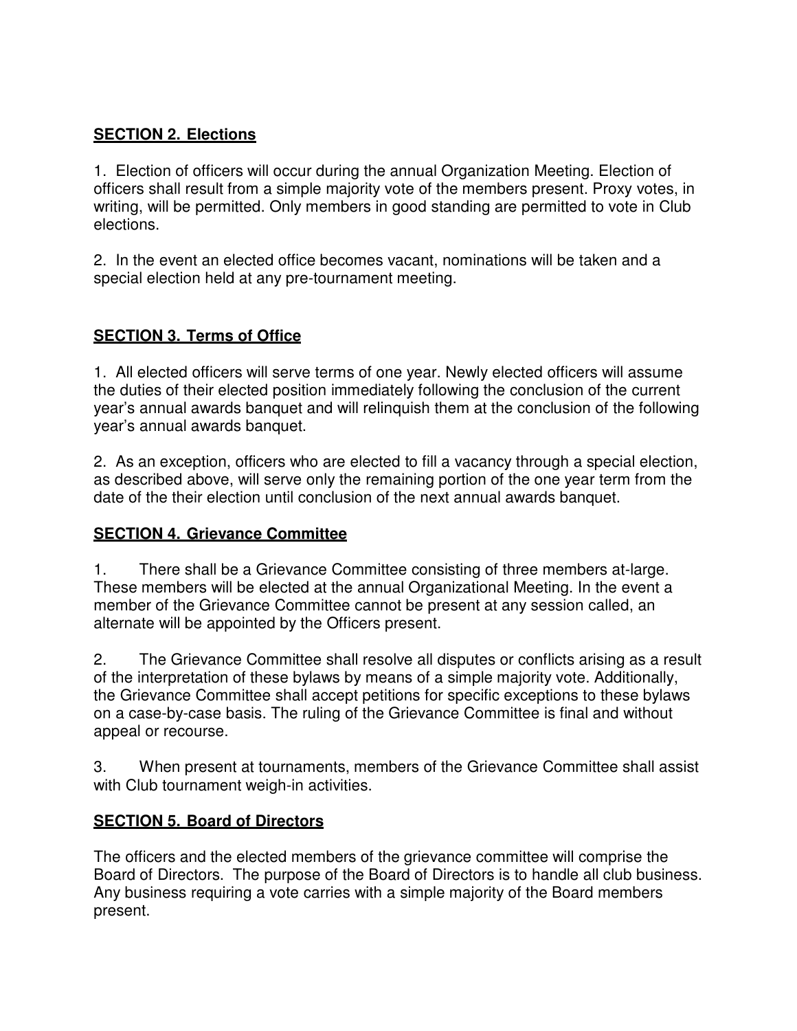## SECTION 2. Elections

1. Election of officers will occur during the annual Organization Meeting. Election of officers shall result from a simple majority vote of the members present. Proxy votes, in writing, will be permitted. Only members in good standing are permitted to vote in Club elections.

2. In the event an elected office becomes vacant, nominations will be taken and a special election held at any pre-tournament meeting.

## SECTION 3. Terms of Office

1. All elected officers will serve terms of one year. Newly elected officers will assume the duties of their elected position immediately following the conclusion of the current year's annual awards banquet and will relinquish them at the conclusion of the following year's annual awards banquet.

2. As an exception, officers who are elected to fill a vacancy through a special election, as described above, will serve only the remaining portion of the one year term from the date of the their election until conclusion of the next annual awards banquet.

## SECTION 4. Grievance Committee

1. There shall be a Grievance Committee consisting of three members at-large. These members will be elected at the annual Organizational Meeting. In the event a member of the Grievance Committee cannot be present at any session called, an alternate will be appointed by the Officers present.

2. The Grievance Committee shall resolve all disputes or conflicts arising as a result of the interpretation of these bylaws by means of a simple majority vote. Additionally, the Grievance Committee shall accept petitions for specific exceptions to these bylaws on a case-by-case basis. The ruling of the Grievance Committee is final and without appeal or recourse.

3. When present at tournaments, members of the Grievance Committee shall assist with Club tournament weigh-in activities.

## SECTION 5. Board of Directors

The officers and the elected members of the grievance committee will comprise the Board of Directors. The purpose of the Board of Directors is to handle all club business. Any business requiring a vote carries with a simple majority of the Board members present.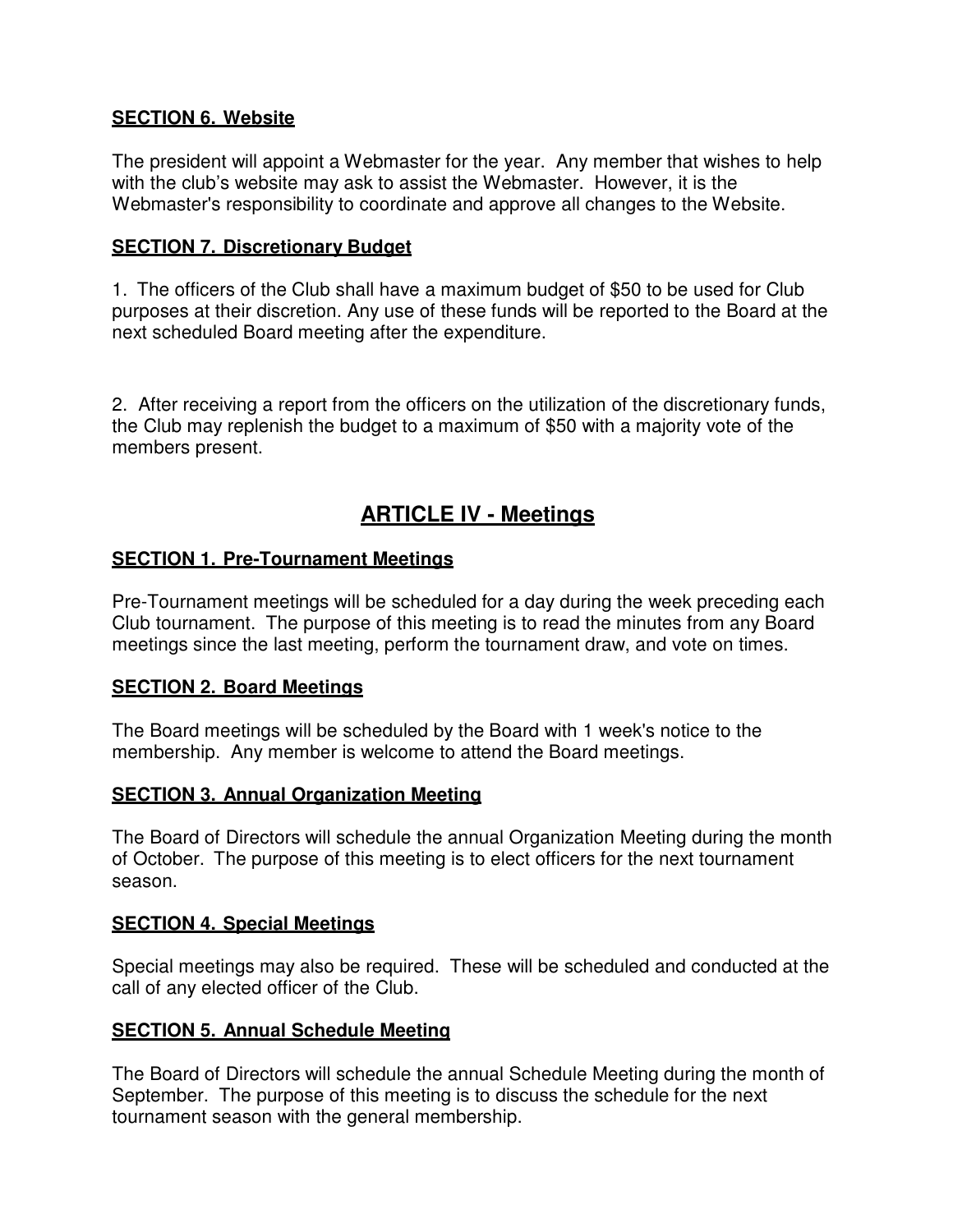### SECTION 6. Website

The president will appoint a Webmaster for the year. Any member that wishes to help with the club's website may ask to assist the Webmaster. However, it is the Webmaster's responsibility to coordinate and approve all changes to the Website.

### SECTION 7. Discretionary Budget

1. The officers of the Club shall have a maximum budget of $50 to be used for Club purposes at their discretion. Any use of these funds will be reported to the Board at the next scheduled Board meeting after the expenditure.

2. After receiving a report from the officers on the utilization of the discretionary funds, the Club may replenish the budget to a maximum of $50 with a majority vote of the members present.

## ARTICLE IV - Meetings

### SECTION 1. Pre-Tournament Meetings

Pre-Tournament meetings will be scheduled for a day during the week preceding each Club tournament. The purpose of this meeting is to read the minutes from any Board meetings since the last meeting, perform the tournament draw, and vote on times.

### SECTION 2. Board Meetings

The Board meetings will be scheduled by the Board with 1 week's notice to the membership. Any member is welcome to attend the Board meetings.

### SECTION 3. Annual Organization Meeting

The Board of Directors will schedule the annual Organization Meeting during the month of October. The purpose of this meeting is to elect officers for the next tournament season.

### SECTION 4. Special Meetings

Special meetings may also be required. These will be scheduled and conducted at the call of any elected officer of the Club.

### SECTION 5. Annual Schedule Meeting

The Board of Directors will schedule the annual Schedule Meeting during the month of September. The purpose of this meeting is to discuss the schedule for the next tournament season with the general membership.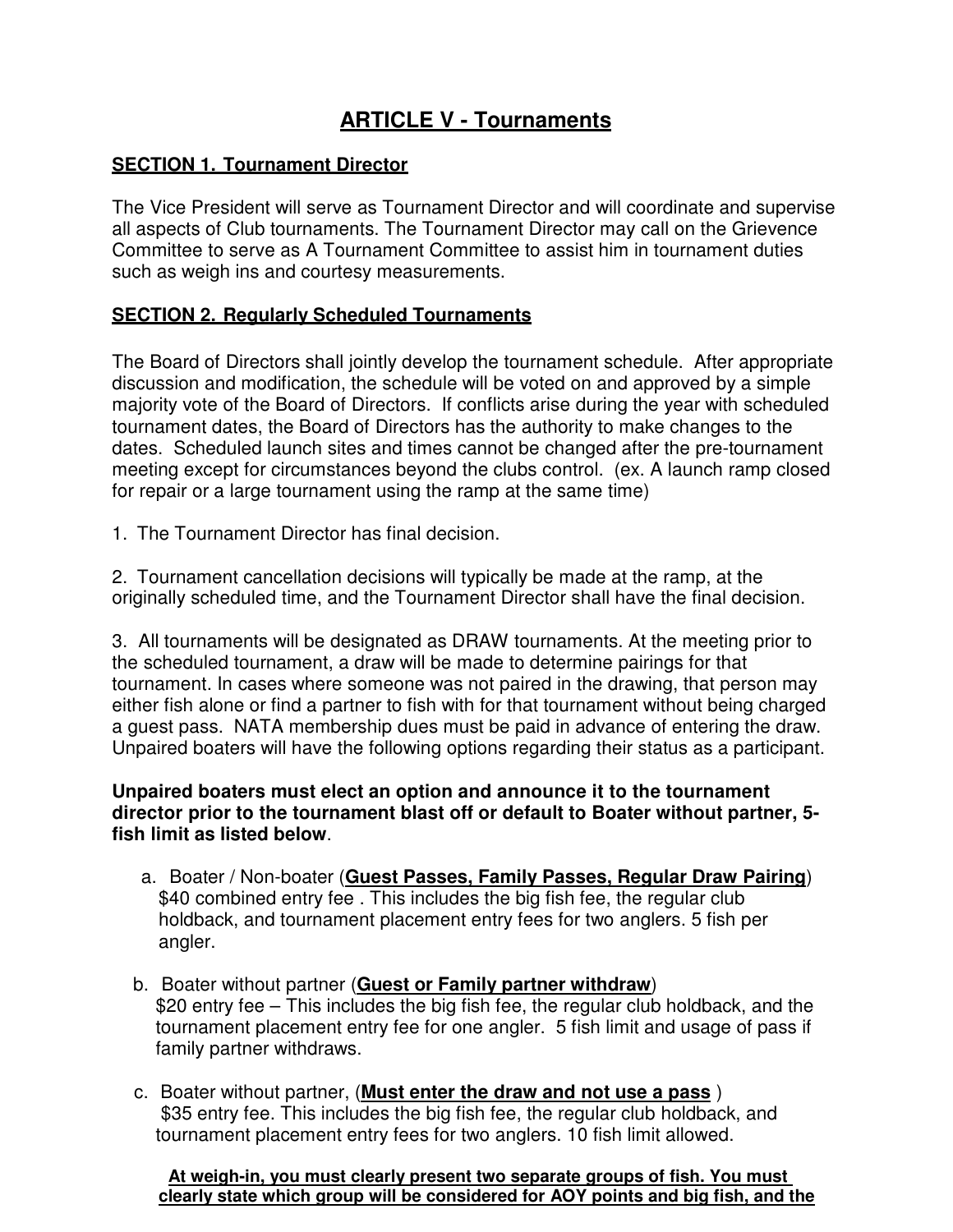# ARTICLE V - Tournaments

**SECTION 1. Tournament Director**

The Vice President will serve as Tournament Director and will coordinate and supervise all aspects of Club tournaments. The Tournament Director may call on the Grievence Committee to serve as A Tournament Committee to assist him in tournament duties such as weigh ins and courtesy measurements.

**SECTION 2. Regularly Scheduled Tournaments**

The Board of Directors shall jointly develop the tournament schedule. After appropriate discussion and modification, the schedule will be voted on and approved by a simple majority vote of the Board of Directors. If conflicts arise during the year with scheduled tournament dates, the Board of Directors has the authority to make changes to the dates. Scheduled launch sites and times cannot be changed after the pre-tournament meeting except for circumstances beyond the clubs control. (ex. A launch ramp closed for repair or a large tournament using the ramp at the same time)

1. The Tournament Director has final decision.

2. Tournament cancellation decisions will typically be made at the ramp, at the originally scheduled time, and the Tournament Director shall have the final decision.

3. All tournaments will be designated as DRAW tournaments. At the meeting prior to the scheduled tournament, a draw will be made to determine pairings for that tournament. In cases where someone was not paired in the drawing, that person may either fish alone or find a partner to fish with for that tournament without being charged a guest pass. NATA membership dues must be paid in advance of entering the draw. Unpaired boaters will have the following options regarding their status as a participant.

**Unpaired boaters must elect an option and announce it to the tournament director prior to the tournament blast off or default to Boater without partner, 5-fish limit as listed below**.

a. Boater / Non-boater (**Guest Passes, Family Passes, Regular Draw Pairing**) $40 combined entry fee . This includes the big fish fee, the regular club holdback, and tournament placement entry fees for two anglers. 5 fish per angler.

b. Boater without partner (**Guest or Family partner withdraw**) $20 entry fee – This includes the big fish fee, the regular club holdback, and the tournament placement entry fee for one angler. 5 fish limit and usage of pass if family partner withdraws.

c. Boater without partner, (**Must enter the draw and not use a pass** ) $35 entry fee. This includes the big fish fee, the regular club holdback, and tournament placement entry fees for two anglers. 10 fish limit allowed.

**At weigh-in, you must clearly present two separate groups of fish. You must clearly state which group will be considered for AOY points and big fish, and the**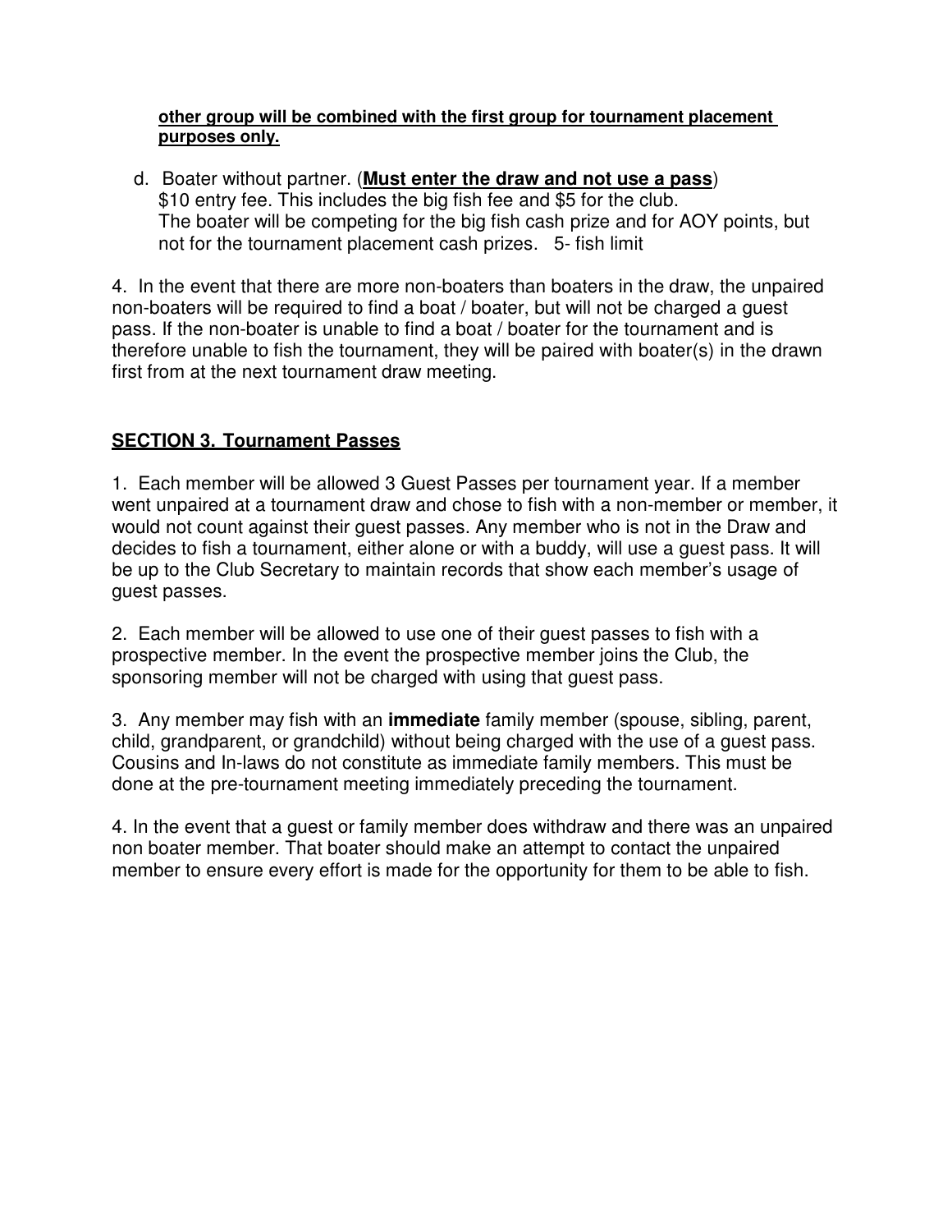**other group will be combined with the first group for tournament placement purposes only.**

d. Boater without partner. (**Must enter the draw and not use a pass**)
   $10 entry fee. This includes the big fish fee and $5 for the club.
   The boater will be competing for the big fish cash prize and for AOY points, but not for the tournament placement cash prizes. 5- fish limit

4. In the event that there are more non-boaters than boaters in the draw, the unpaired non-boaters will be required to find a boat / boater, but will not be charged a guest pass. If the non-boater is unable to find a boat / boater for the tournament and is therefore unable to fish the tournament, they will be paired with boater(s) in the drawn first from at the next tournament draw meeting.

## SECTION 3. Tournament Passes

1. Each member will be allowed 3 Guest Passes per tournament year. If a member went unpaired at a tournament draw and chose to fish with a non-member or member, it would not count against their guest passes. Any member who is not in the Draw and decides to fish a tournament, either alone or with a buddy, will use a guest pass. It will be up to the Club Secretary to maintain records that show each member's usage of guest passes.

2. Each member will be allowed to use one of their guest passes to fish with a prospective member. In the event the prospective member joins the Club, the sponsoring member will not be charged with using that guest pass.

3. Any member may fish with an **immediate** family member (spouse, sibling, parent, child, grandparent, or grandchild) without being charged with the use of a guest pass. Cousins and In-laws do not constitute as immediate family members. This must be done at the pre-tournament meeting immediately preceding the tournament.

4. In the event that a guest or family member does withdraw and there was an unpaired non boater member. That boater should make an attempt to contact the unpaired member to ensure every effort is made for the opportunity for them to be able to fish.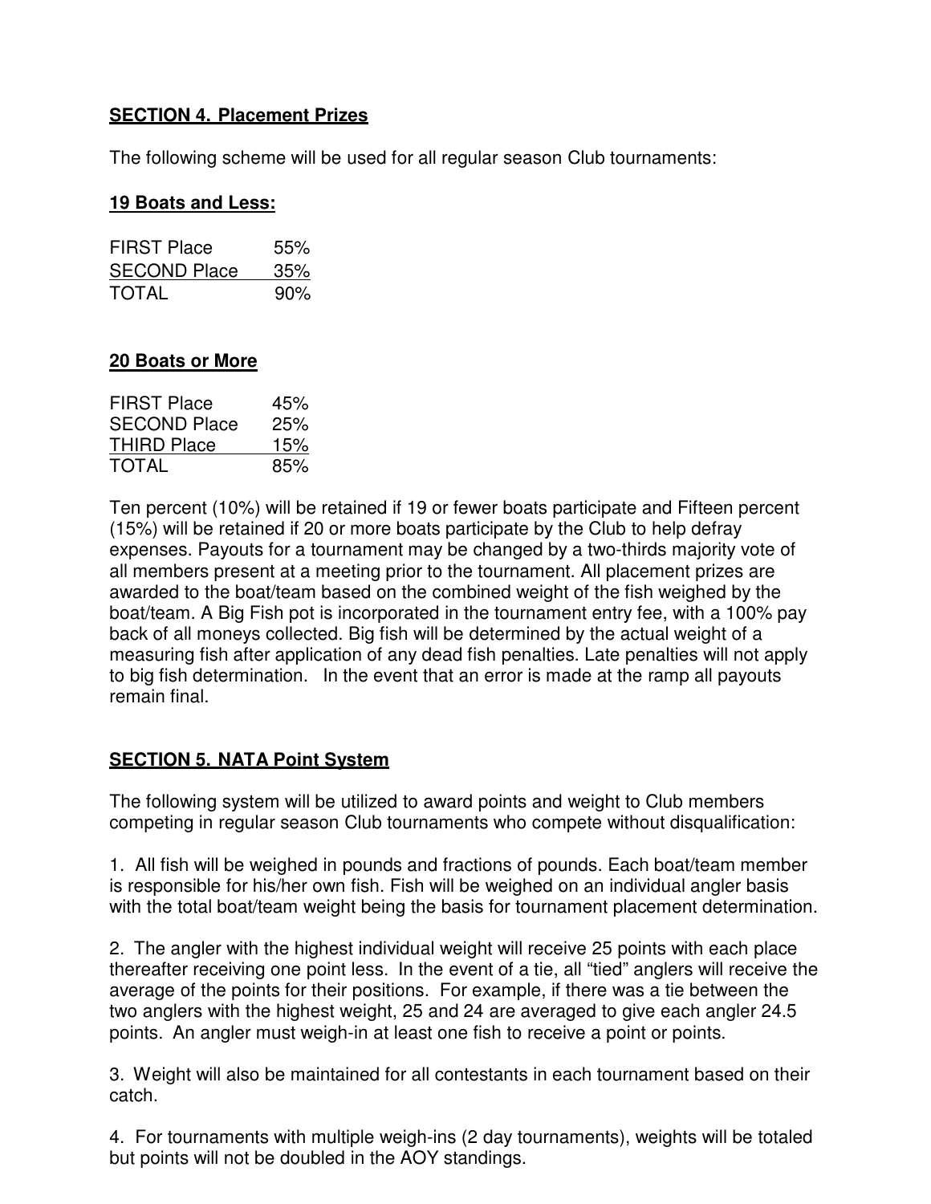**SECTION 4. Placement Prizes**

The following scheme will be used for all regular season Club tournaments:

**19 Boats and Less:**

| | |
|---|---|
| FIRST Place | 55% |
| SECOND Place | 35% |
| TOTAL | 90% |

**20 Boats or More**

| | |
|---|---|
| FIRST Place | 45% |
| SECOND Place | 25% |
| THIRD Place | 15% |
| TOTAL | 85% |

Ten percent (10%) will be retained if 19 or fewer boats participate and Fifteen percent (15%) will be retained if 20 or more boats participate by the Club to help defray expenses. Payouts for a tournament may be changed by a two-thirds majority vote of all members present at a meeting prior to the tournament. All placement prizes are awarded to the boat/team based on the combined weight of the fish weighed by the boat/team. A Big Fish pot is incorporated in the tournament entry fee, with a 100% pay back of all moneys collected. Big fish will be determined by the actual weight of a measuring fish after application of any dead fish penalties. Late penalties will not apply to big fish determination. In the event that an error is made at the ramp all payouts remain final.

**SECTION 5. NATA Point System**

The following system will be utilized to award points and weight to Club members competing in regular season Club tournaments who compete without disqualification:

1. All fish will be weighed in pounds and fractions of pounds. Each boat/team member is responsible for his/her own fish. Fish will be weighed on an individual angler basis with the total boat/team weight being the basis for tournament placement determination.

2. The angler with the highest individual weight will receive 25 points with each place thereafter receiving one point less. In the event of a tie, all "tied" anglers will receive the average of the points for their positions. For example, if there was a tie between the two anglers with the highest weight, 25 and 24 are averaged to give each angler 24.5 points. An angler must weigh-in at least one fish to receive a point or points.

3. Weight will also be maintained for all contestants in each tournament based on their catch.

4. For tournaments with multiple weigh-ins (2 day tournaments), weights will be totaled but points will not be doubled in the AOY standings.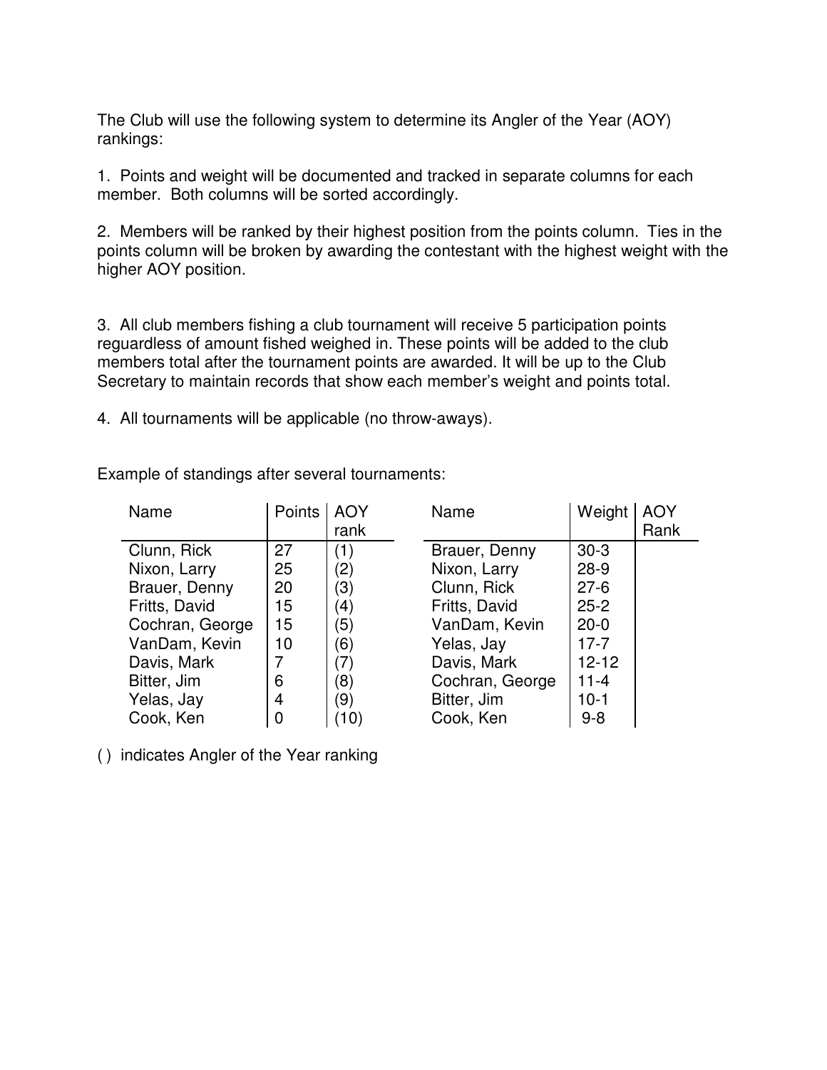The Club will use the following system to determine its Angler of the Year (AOY) rankings:

1. Points and weight will be documented and tracked in separate columns for each member. Both columns will be sorted accordingly.

2. Members will be ranked by their highest position from the points column. Ties in the points column will be broken by awarding the contestant with the highest weight with the higher AOY position.

3. All club members fishing a club tournament will receive 5 participation points reguardless of amount fished weighed in. These points will be added to the club members total after the tournament points are awarded. It will be up to the Club Secretary to maintain records that show each member's weight and points total.

4. All tournaments will be applicable (no throw-aways).

Example of standings after several tournaments:

| Name | Points | AOY rank |
|---|---|---|
| Clunn, Rick | 27 | (1) |
| Nixon, Larry | 25 | (2) |
| Brauer, Denny | 20 | (3) |
| Fritts, David | 15 | (4) |
| Cochran, George | 15 | (5) |
| VanDam, Kevin | 10 | (6) |
| Davis, Mark | 7 | (7) |
| Bitter, Jim | 6 | (8) |
| Yelas, Jay | 4 | (9) |
| Cook, Ken | 0 | (10) |

| Name | Weight | AOY Rank |
|---|---|---|
| Brauer, Denny | 30-3 | |
| Nixon, Larry | 28-9 | |
| Clunn, Rick | 27-6 | |
| Fritts, David | 25-2 | |
| VanDam, Kevin | 20-0 | |
| Yelas, Jay | 17-7 | |
| Davis, Mark | 12-12 | |
| Cochran, George | 11-4 | |
| Bitter, Jim | 10-1 | |
| Cook, Ken | 9-8 | |

( ) indicates Angler of the Year ranking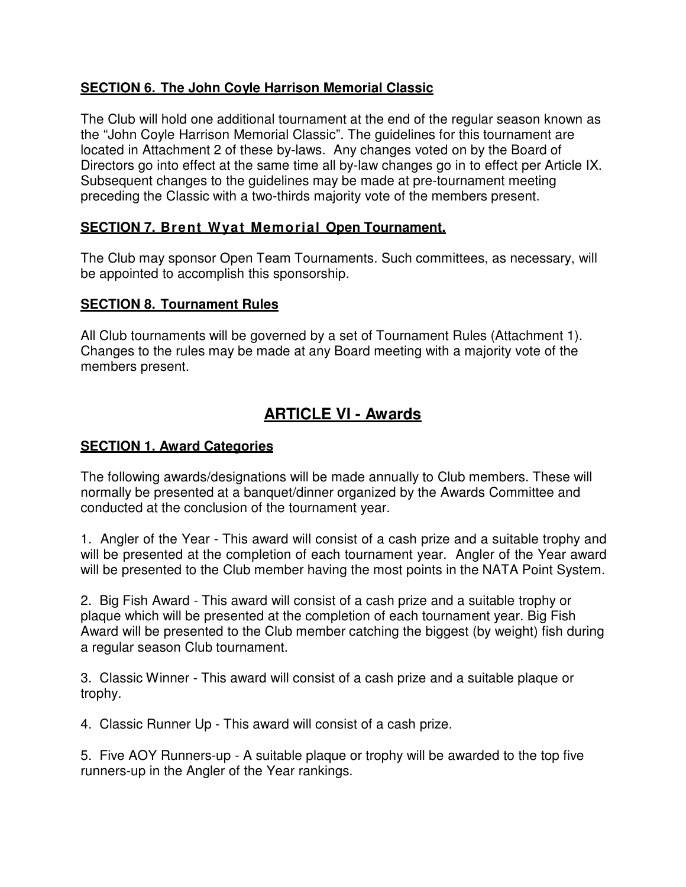### SECTION 6. The John Coyle Harrison Memorial Classic

The Club will hold one additional tournament at the end of the regular season known as the "John Coyle Harrison Memorial Classic". The guidelines for this tournament are located in Attachment 2 of these by-laws. Any changes voted on by the Board of Directors go into effect at the same time all by-law changes go in to effect per Article IX. Subsequent changes to the guidelines may be made at pre-tournament meeting preceding the Classic with a two-thirds majority vote of the members present.

### SECTION 7. Brent Wyat Memorial Open Tournament.

The Club may sponsor Open Team Tournaments. Such committees, as necessary, will be appointed to accomplish this sponsorship.

### SECTION 8. Tournament Rules

All Club tournaments will be governed by a set of Tournament Rules (Attachment 1). Changes to the rules may be made at any Board meeting with a majority vote of the members present.

## ARTICLE VI - Awards

### SECTION 1. Award Categories

The following awards/designations will be made annually to Club members. These will normally be presented at a banquet/dinner organized by the Awards Committee and conducted at the conclusion of the tournament year.

1. Angler of the Year - This award will consist of a cash prize and a suitable trophy and will be presented at the completion of each tournament year. Angler of the Year award will be presented to the Club member having the most points in the NATA Point System.

2. Big Fish Award - This award will consist of a cash prize and a suitable trophy or plaque which will be presented at the completion of each tournament year. Big Fish Award will be presented to the Club member catching the biggest (by weight) fish during a regular season Club tournament.

3. Classic Winner - This award will consist of a cash prize and a suitable plaque or trophy.

4. Classic Runner Up - This award will consist of a cash prize.

5. Five AOY Runners-up - A suitable plaque or trophy will be awarded to the top five runners-up in the Angler of the Year rankings.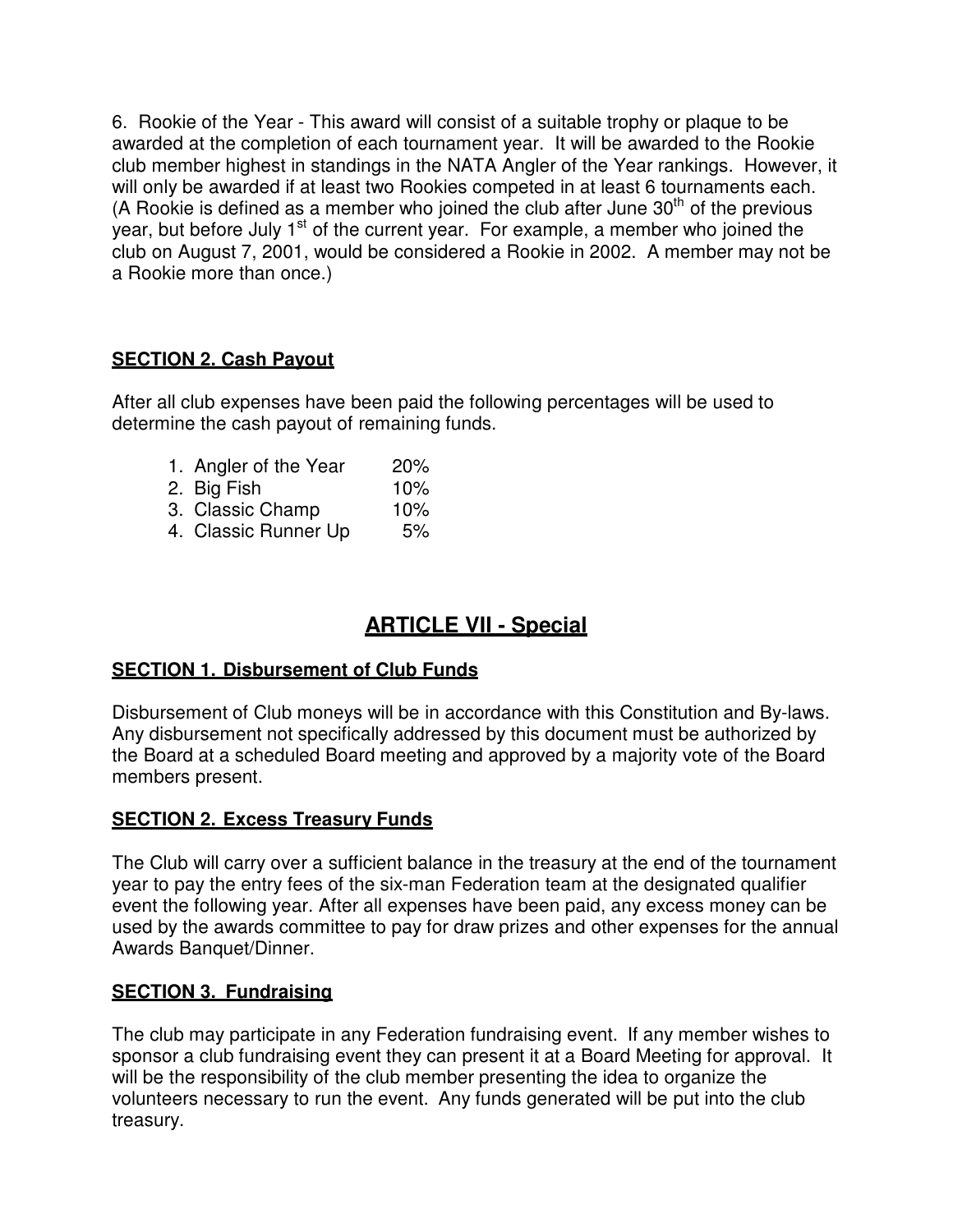6. Rookie of the Year - This award will consist of a suitable trophy or plaque to be awarded at the completion of each tournament year. It will be awarded to the Rookie club member highest in standings in the NATA Angler of the Year rankings. However, it will only be awarded if at least two Rookies competed in at least 6 tournaments each. (A Rookie is defined as a member who joined the club after June 30th of the previous year, but before July 1st of the current year. For example, a member who joined the club on August 7, 2001, would be considered a Rookie in 2002. A member may not be a Rookie more than once.)

### SECTION 2. Cash Payout

After all club expenses have been paid the following percentages will be used to determine the cash payout of remaining funds.

| | |
|---|---|
| 1. Angler of the Year | 20% |
| 2. Big Fish | 10% |
| 3. Classic Champ | 10% |
| 4. Classic Runner Up | 5% |

## ARTICLE VII - Special

### SECTION 1. Disbursement of Club Funds

Disbursement of Club moneys will be in accordance with this Constitution and By-laws. Any disbursement not specifically addressed by this document must be authorized by the Board at a scheduled Board meeting and approved by a majority vote of the Board members present.

### SECTION 2. Excess Treasury Funds

The Club will carry over a sufficient balance in the treasury at the end of the tournament year to pay the entry fees of the six-man Federation team at the designated qualifier event the following year. After all expenses have been paid, any excess money can be used by the awards committee to pay for draw prizes and other expenses for the annual Awards Banquet/Dinner.

### SECTION 3. Fundraising

The club may participate in any Federation fundraising event. If any member wishes to sponsor a club fundraising event they can present it at a Board Meeting for approval. It will be the responsibility of the club member presenting the idea to organize the volunteers necessary to run the event. Any funds generated will be put into the club treasury.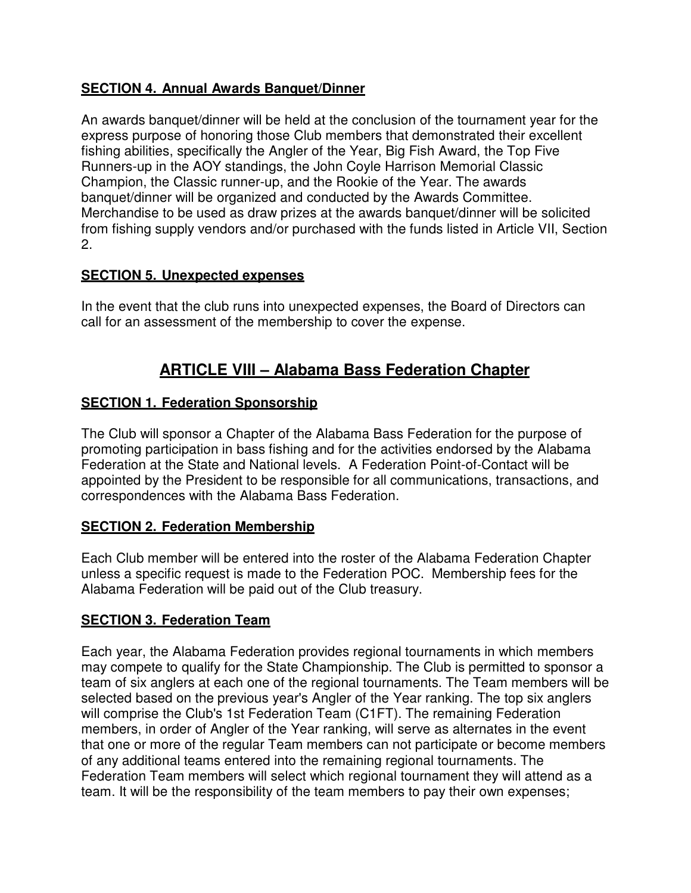### **SECTION 4. Annual Awards Banquet/Dinner**

An awards banquet/dinner will be held at the conclusion of the tournament year for the express purpose of honoring those Club members that demonstrated their excellent fishing abilities, specifically the Angler of the Year, Big Fish Award, the Top Five Runners-up in the AOY standings, the John Coyle Harrison Memorial Classic Champion, the Classic runner-up, and the Rookie of the Year. The awards banquet/dinner will be organized and conducted by the Awards Committee. Merchandise to be used as draw prizes at the awards banquet/dinner will be solicited from fishing supply vendors and/or purchased with the funds listed in Article VII, Section 2.

### **SECTION 5. Unexpected expenses**

In the event that the club runs into unexpected expenses, the Board of Directors can call for an assessment of the membership to cover the expense.

## **ARTICLE VIII – Alabama Bass Federation Chapter**

### **SECTION 1. Federation Sponsorship**

The Club will sponsor a Chapter of the Alabama Bass Federation for the purpose of promoting participation in bass fishing and for the activities endorsed by the Alabama Federation at the State and National levels. A Federation Point-of-Contact will be appointed by the President to be responsible for all communications, transactions, and correspondences with the Alabama Bass Federation.

### **SECTION 2. Federation Membership**

Each Club member will be entered into the roster of the Alabama Federation Chapter unless a specific request is made to the Federation POC. Membership fees for the Alabama Federation will be paid out of the Club treasury.

### **SECTION 3. Federation Team**

Each year, the Alabama Federation provides regional tournaments in which members may compete to qualify for the State Championship. The Club is permitted to sponsor a team of six anglers at each one of the regional tournaments. The Team members will be selected based on the previous year's Angler of the Year ranking. The top six anglers will comprise the Club's 1st Federation Team (C1FT). The remaining Federation members, in order of Angler of the Year ranking, will serve as alternates in the event that one or more of the regular Team members can not participate or become members of any additional teams entered into the remaining regional tournaments. The Federation Team members will select which regional tournament they will attend as a team. It will be the responsibility of the team members to pay their own expenses;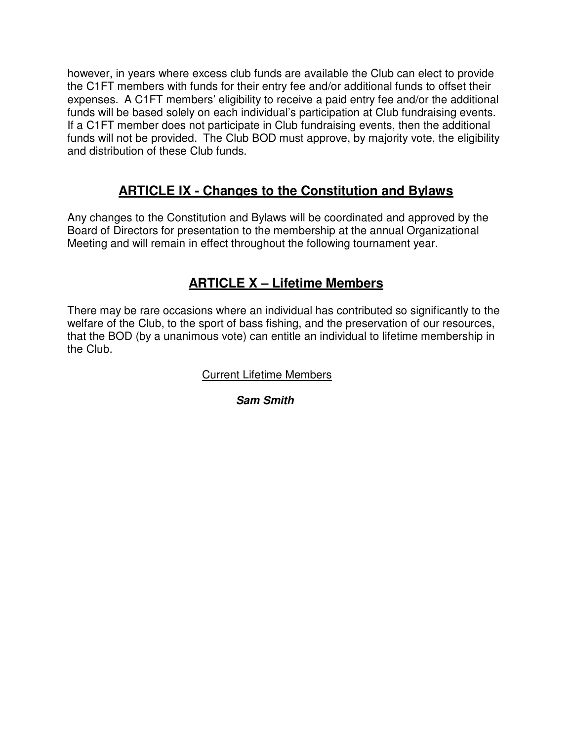however, in years where excess club funds are available the Club can elect to provide the C1FT members with funds for their entry fee and/or additional funds to offset their expenses. A C1FT members' eligibility to receive a paid entry fee and/or the additional funds will be based solely on each individual's participation at Club fundraising events. If a C1FT member does not participate in Club fundraising events, then the additional funds will not be provided. The Club BOD must approve, by majority vote, the eligibility and distribution of these Club funds.

## ARTICLE IX - Changes to the Constitution and Bylaws

Any changes to the Constitution and Bylaws will be coordinated and approved by the Board of Directors for presentation to the membership at the annual Organizational Meeting and will remain in effect throughout the following tournament year.

## ARTICLE X – Lifetime Members

There may be rare occasions where an individual has contributed so significantly to the welfare of the Club, to the sport of bass fishing, and the preservation of our resources, that the BOD (by a unanimous vote) can entitle an individual to lifetime membership in the Club.

Current Lifetime Members

***Sam Smith***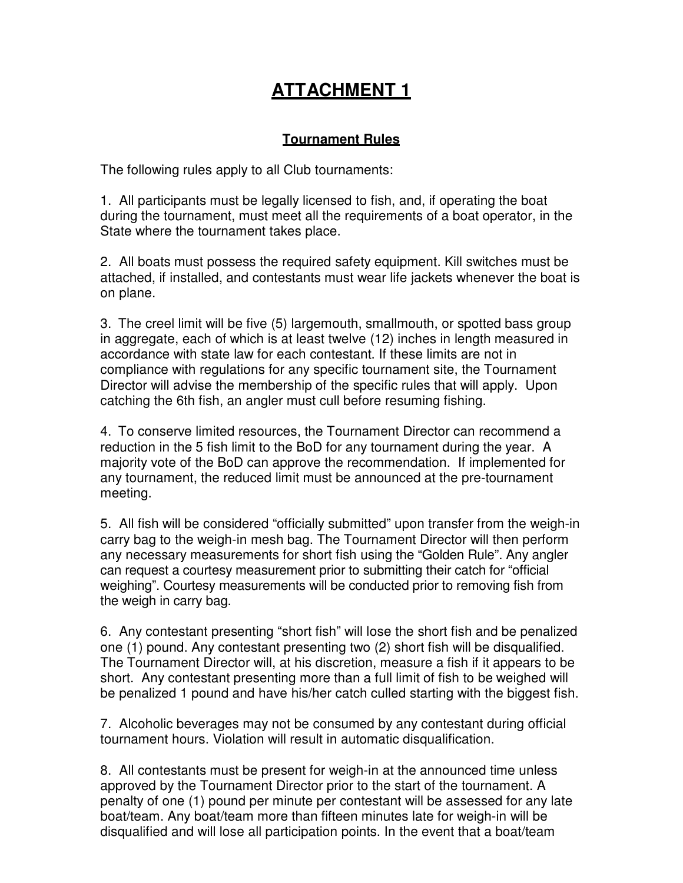# ATTACHMENT 1

## Tournament Rules

The following rules apply to all Club tournaments:

1. All participants must be legally licensed to fish, and, if operating the boat during the tournament, must meet all the requirements of a boat operator, in the State where the tournament takes place.

2. All boats must possess the required safety equipment. Kill switches must be attached, if installed, and contestants must wear life jackets whenever the boat is on plane.

3. The creel limit will be five (5) largemouth, smallmouth, or spotted bass group in aggregate, each of which is at least twelve (12) inches in length measured in accordance with state law for each contestant. If these limits are not in compliance with regulations for any specific tournament site, the Tournament Director will advise the membership of the specific rules that will apply. Upon catching the 6th fish, an angler must cull before resuming fishing.

4. To conserve limited resources, the Tournament Director can recommend a reduction in the 5 fish limit to the BoD for any tournament during the year. A majority vote of the BoD can approve the recommendation. If implemented for any tournament, the reduced limit must be announced at the pre-tournament meeting.

5. All fish will be considered "officially submitted" upon transfer from the weigh-in carry bag to the weigh-in mesh bag. The Tournament Director will then perform any necessary measurements for short fish using the "Golden Rule". Any angler can request a courtesy measurement prior to submitting their catch for "official weighing". Courtesy measurements will be conducted prior to removing fish from the weigh in carry bag.

6. Any contestant presenting "short fish" will lose the short fish and be penalized one (1) pound. Any contestant presenting two (2) short fish will be disqualified. The Tournament Director will, at his discretion, measure a fish if it appears to be short. Any contestant presenting more than a full limit of fish to be weighed will be penalized 1 pound and have his/her catch culled starting with the biggest fish.

7. Alcoholic beverages may not be consumed by any contestant during official tournament hours. Violation will result in automatic disqualification.

8. All contestants must be present for weigh-in at the announced time unless approved by the Tournament Director prior to the start of the tournament. A penalty of one (1) pound per minute per contestant will be assessed for any late boat/team. Any boat/team more than fifteen minutes late for weigh-in will be disqualified and will lose all participation points. In the event that a boat/team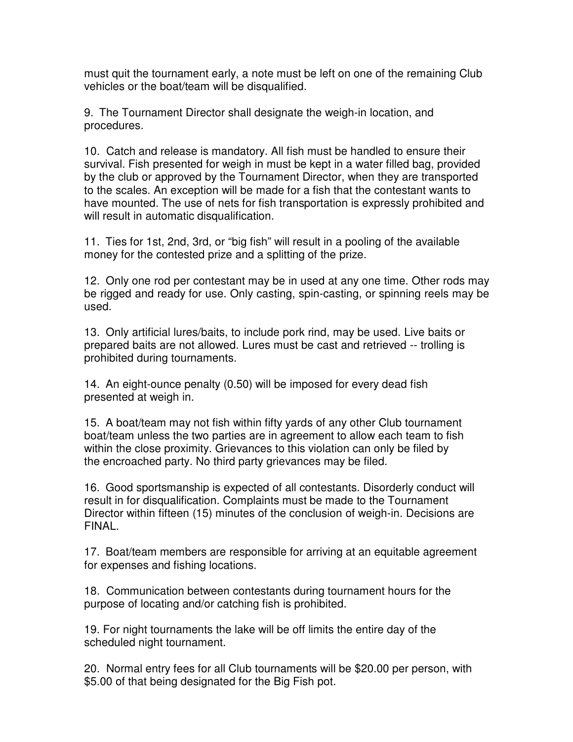must quit the tournament early, a note must be left on one of the remaining Club vehicles or the boat/team will be disqualified.

9. The Tournament Director shall designate the weigh-in location, and procedures.

10. Catch and release is mandatory. All fish must be handled to ensure their survival. Fish presented for weigh in must be kept in a water filled bag, provided by the club or approved by the Tournament Director, when they are transported to the scales. An exception will be made for a fish that the contestant wants to have mounted. The use of nets for fish transportation is expressly prohibited and will result in automatic disqualification.

11. Ties for 1st, 2nd, 3rd, or “big fish” will result in a pooling of the available money for the contested prize and a splitting of the prize.

12. Only one rod per contestant may be in used at any one time. Other rods may be rigged and ready for use. Only casting, spin-casting, or spinning reels may be used.

13. Only artificial lures/baits, to include pork rind, may be used. Live baits or prepared baits are not allowed. Lures must be cast and retrieved -- trolling is prohibited during tournaments.

14. An eight-ounce penalty (0.50) will be imposed for every dead fish presented at weigh in.

15. A boat/team may not fish within fifty yards of any other Club tournament boat/team unless the two parties are in agreement to allow each team to fish within the close proximity. Grievances to this violation can only be filed by the encroached party. No third party grievances may be filed.

16. Good sportsmanship is expected of all contestants. Disorderly conduct will result in for disqualification. Complaints must be made to the Tournament Director within fifteen (15) minutes of the conclusion of weigh-in. Decisions are FINAL.

17. Boat/team members are responsible for arriving at an equitable agreement for expenses and fishing locations.

18. Communication between contestants during tournament hours for the purpose of locating and/or catching fish is prohibited.

19. For night tournaments the lake will be off limits the entire day of the scheduled night tournament.

20. Normal entry fees for all Club tournaments will be $20.00 per person, with $5.00 of that being designated for the Big Fish pot.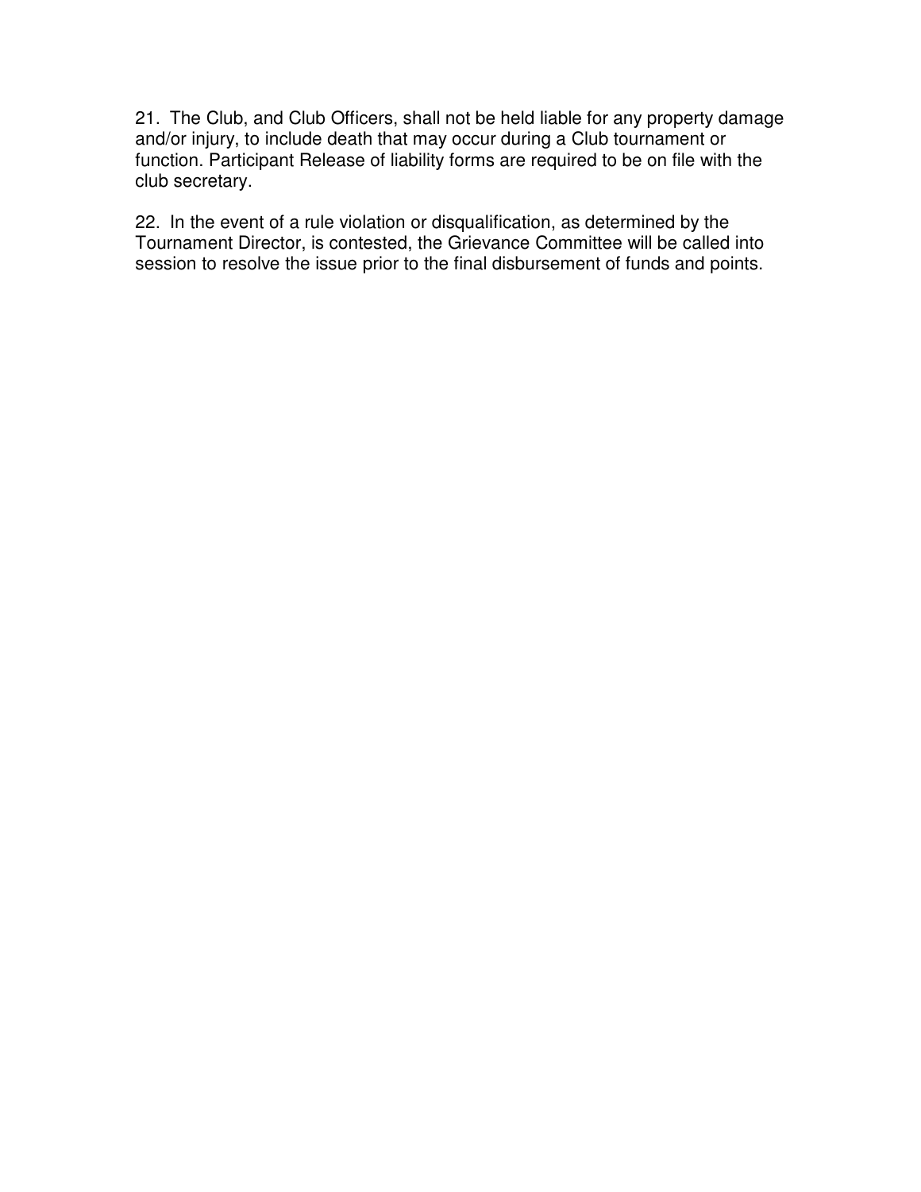21. The Club, and Club Officers, shall not be held liable for any property damage and/or injury, to include death that may occur during a Club tournament or function. Participant Release of liability forms are required to be on file with the club secretary.

22. In the event of a rule violation or disqualification, as determined by the Tournament Director, is contested, the Grievance Committee will be called into session to resolve the issue prior to the final disbursement of funds and points.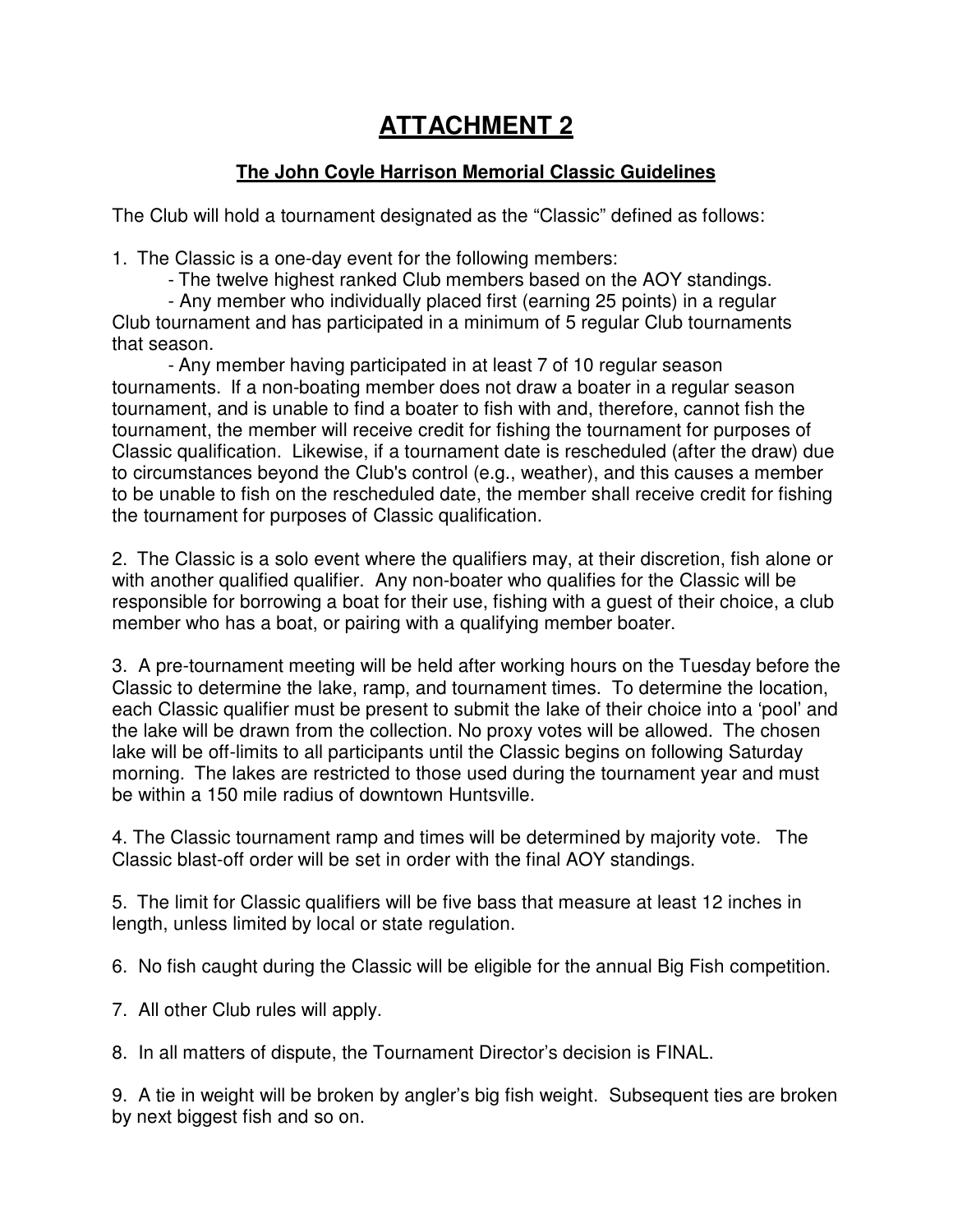# ATTACHMENT 2

## The John Coyle Harrison Memorial Classic Guidelines

The Club will hold a tournament designated as the "Classic" defined as follows:

1. The Classic is a one-day event for the following members:
   - The twelve highest ranked Club members based on the AOY standings.
   - Any member who individually placed first (earning 25 points) in a regular Club tournament and has participated in a minimum of 5 regular Club tournaments that season.
   - Any member having participated in at least 7 of 10 regular season tournaments. If a non-boating member does not draw a boater in a regular season tournament, and is unable to find a boater to fish with and, therefore, cannot fish the tournament, the member will receive credit for fishing the tournament for purposes of Classic qualification. Likewise, if a tournament date is rescheduled (after the draw) due to circumstances beyond the Club's control (e.g., weather), and this causes a member to be unable to fish on the rescheduled date, the member shall receive credit for fishing the tournament for purposes of Classic qualification.

2. The Classic is a solo event where the qualifiers may, at their discretion, fish alone or with another qualified qualifier. Any non-boater who qualifies for the Classic will be responsible for borrowing a boat for their use, fishing with a guest of their choice, a club member who has a boat, or pairing with a qualifying member boater.

3. A pre-tournament meeting will be held after working hours on the Tuesday before the Classic to determine the lake, ramp, and tournament times. To determine the location, each Classic qualifier must be present to submit the lake of their choice into a 'pool' and the lake will be drawn from the collection. No proxy votes will be allowed. The chosen lake will be off-limits to all participants until the Classic begins on following Saturday morning. The lakes are restricted to those used during the tournament year and must be within a 150 mile radius of downtown Huntsville.

4. The Classic tournament ramp and times will be determined by majority vote. The Classic blast-off order will be set in order with the final AOY standings.

5. The limit for Classic qualifiers will be five bass that measure at least 12 inches in length, unless limited by local or state regulation.

6. No fish caught during the Classic will be eligible for the annual Big Fish competition.

7. All other Club rules will apply.

8. In all matters of dispute, the Tournament Director's decision is FINAL.

9. A tie in weight will be broken by angler's big fish weight. Subsequent ties are broken by next biggest fish and so on.